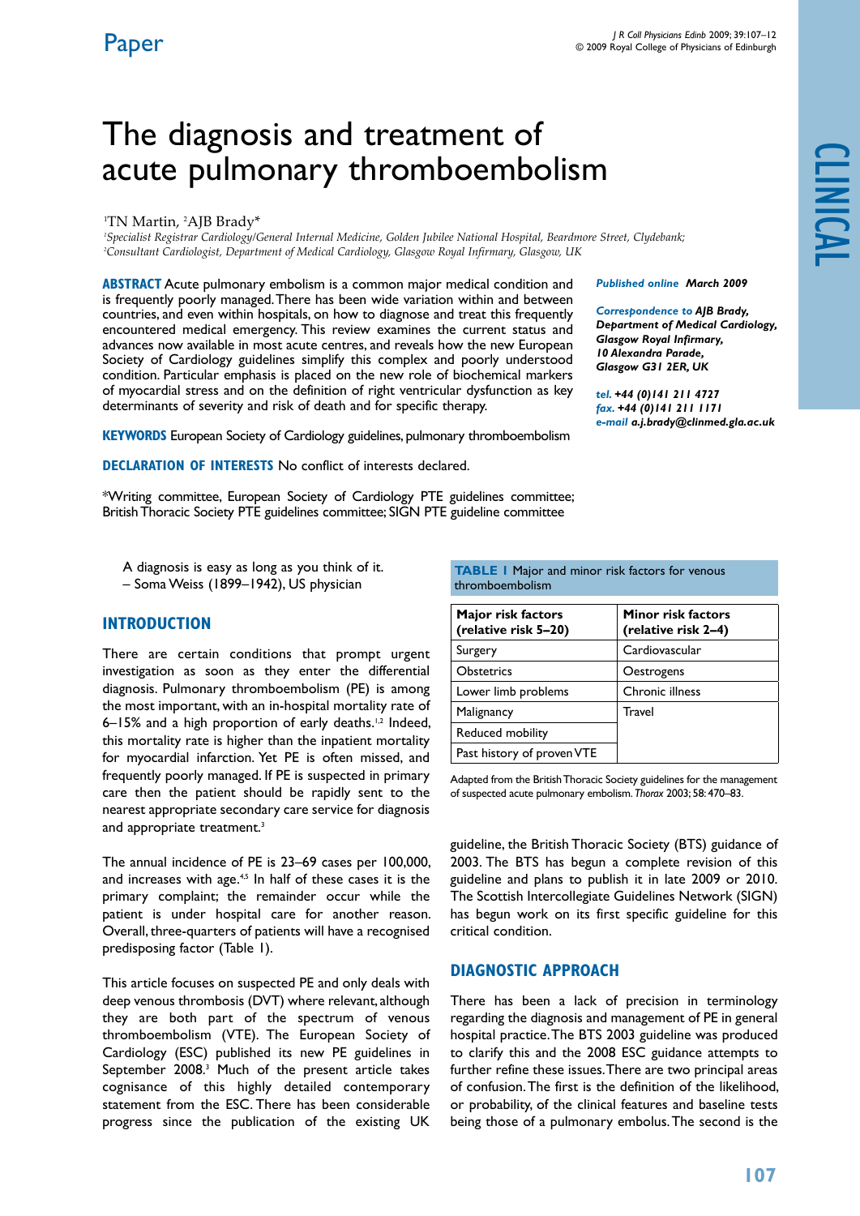Paper

# The diagnosis and treatment of acute pulmonary thromboembolism

[1]TN Martin, [2]AJB Brady*

[1]*Specialist Registrar Cardiology/General Internal Medicine, Golden Jubilee National Hospital, Beardmore Street, Clydebank;*
[2]*Consultant Cardiologist, Department of Medical Cardiology, Glasgow Royal Infirmary, Glasgow, UK*

**ABSTRACT** Acute pulmonary embolism is a common major medical condition and is frequently poorly managed. There has been wide variation within and between countries, and even within hospitals, on how to diagnose and treat this frequently encountered medical emergency. This review examines the current status and advances now available in most acute centres, and reveals how the new European Society of Cardiology guidelines simplify this complex and poorly understood condition. Particular emphasis is placed on the new role of biochemical markers of myocardial stress and on the definition of right ventricular dysfunction as key determinants of severity and risk of death and for specific therapy.

**KEYWORDS** European Society of Cardiology guidelines, pulmonary thromboembolism

**DECLARATION OF INTERESTS** No conflict of interests declared.

*Writing committee, European Society of Cardiology PTE guidelines committee; British Thoracic Society PTE guidelines committee; SIGN PTE guideline committee

***Published online** March 2009*

***Correspondence to** AJB Brady, Department of Medical Cardiology, Glasgow Royal Infirmary, 10 Alexandra Parade, Glasgow G31 2ER, UK*

***tel.** +44 (0)141 211 4727*
***fax.** +44 (0)141 211 1171*
***e-mail** a.j.brady@clinmed.gla.ac.uk*

A diagnosis is easy as long as you think of it.
– Soma Weiss (1899–1942), US physician

## INTRODUCTION

There are certain conditions that prompt urgent investigation as soon as they enter the differential diagnosis. Pulmonary thromboembolism (PE) is among the most important, with an in-hospital mortality rate of 6–15% and a high proportion of early deaths.[1,2] Indeed, this mortality rate is higher than the inpatient mortality for myocardial infarction. Yet PE is often missed, and frequently poorly managed. If PE is suspected in primary care then the patient should be rapidly sent to the nearest appropriate secondary care service for diagnosis and appropriate treatment.[3]

The annual incidence of PE is 23–69 cases per 100,000, and increases with age.[4,5] In half of these cases it is the primary complaint; the remainder occur while the patient is under hospital care for another reason. Overall, three-quarters of patients will have a recognised predisposing factor (Table 1).

**TABLE 1** Major and minor risk factors for venous thromboembolism

| Major risk factors (relative risk 5–20) | Minor risk factors (relative risk 2–4) |
|---|---|
| Surgery | Cardiovascular |
| Obstetrics | Oestrogens |
| Lower limb problems | Chronic illness |
| Malignancy | Travel |
| Reduced mobility | |
| Past history of proven VTE | |

Adapted from the British Thoracic Society guidelines for the management of suspected acute pulmonary embolism. *Thorax* 2003; 58: 470–83.

This article focuses on suspected PE and only deals with deep venous thrombosis (DVT) where relevant, although they are both part of the spectrum of venous thromboembolism (VTE). The European Society of Cardiology (ESC) published its new PE guidelines in September 2008.[3] Much of the present article takes cognisance of this highly detailed contemporary statement from the ESC. There has been considerable progress since the publication of the existing UK guideline, the British Thoracic Society (BTS) guidance of 2003. The BTS has begun a complete revision of this guideline and plans to publish it in late 2009 or 2010. The Scottish Intercollegiate Guidelines Network (SIGN) has begun work on its first specific guideline for this critical condition.

## DIAGNOSTIC APPROACH

There has been a lack of precision in terminology regarding the diagnosis and management of PE in general hospital practice. The BTS 2003 guideline was produced to clarify this and the 2008 ESC guidance attempts to further refine these issues. There are two principal areas of confusion. The first is the definition of the likelihood, or probability, of the clinical features and baseline tests being those of a pulmonary embolus. The second is the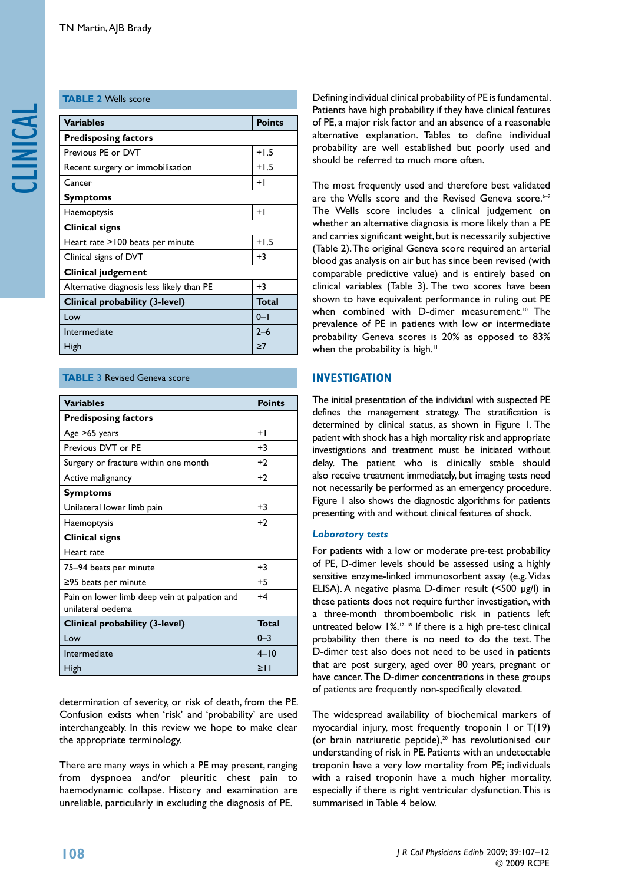**TABLE 2** Wells score

| Variables | Points |
|---|---|
| **Predisposing factors** | |
| Previous PE or DVT | +1.5 |
| Recent surgery or immobilisation | +1.5 |
| Cancer | +1 |
| **Symptoms** | |
| Haemoptysis | +1 |
| **Clinical signs** | |
| Heart rate >100 beats per minute | +1.5 |
| Clinical signs of DVT | +3 |
| **Clinical judgement** | |
| Alternative diagnosis less likely than PE | +3 |
| **Clinical probability (3-level)** | **Total** |
| Low | 0–1 |
| Intermediate | 2–6 |
| High | ≥7 |

**TABLE 3** Revised Geneva score

| Variables | Points |
|---|---|
| **Predisposing factors** | |
| Age >65 years | +1 |
| Previous DVT or PE | +3 |
| Surgery or fracture within one month | +2 |
| Active malignancy | +2 |
| **Symptoms** | |
| Unilateral lower limb pain | +3 |
| Haemoptysis | +2 |
| **Clinical signs** | |
| Heart rate | |
| 75–94 beats per minute | +3 |
| ≥95 beats per minute | +5 |
| Pain on lower limb deep vein at palpation and unilateral oedema | +4 |
| **Clinical probability (3-level)** | **Total** |
| Low | 0–3 |
| Intermediate | 4–10 |
| High | ≥11 |

determination of severity, or risk of death, from the PE. Confusion exists when 'risk' and 'probability' are used interchangeably. In this review we hope to make clear the appropriate terminology.

There are many ways in which a PE may present, ranging from dyspnoea and/or pleuritic chest pain to haemodynamic collapse. History and examination are unreliable, particularly in excluding the diagnosis of PE.

Defining individual clinical probability of PE is fundamental. Patients have high probability if they have clinical features of PE, a major risk factor and an absence of a reasonable alternative explanation. Tables to define individual probability are well established but poorly used and should be referred to much more often.

The most frequently used and therefore best validated are the Wells score and the Revised Geneva score.[6–9] The Wells score includes a clinical judgement on whether an alternative diagnosis is more likely than a PE and carries significant weight, but is necessarily subjective (Table 2). The original Geneva score required an arterial blood gas analysis on air but has since been revised (with comparable predictive value) and is entirely based on clinical variables (Table 3). The two scores have been shown to have equivalent performance in ruling out PE when combined with D-dimer measurement.[10] The prevalence of PE in patients with low or intermediate probability Geneva scores is 20% as opposed to 83% when the probability is high.[11]

## INVESTIGATION

The initial presentation of the individual with suspected PE defines the management strategy. The stratification is determined by clinical status, as shown in Figure 1. The patient with shock has a high mortality risk and appropriate investigations and treatment must be initiated without delay. The patient who is clinically stable should also receive treatment immediately, but imaging tests need not necessarily be performed as an emergency procedure. Figure 1 also shows the diagnostic algorithms for patients presenting with and without clinical features of shock.

### *Laboratory tests*

For patients with a low or moderate pre-test probability of PE, D-dimer levels should be assessed using a highly sensitive enzyme-linked immunosorbent assay (e.g. Vidas ELISA). A negative plasma D-dimer result (<500 μg/l) in these patients does not require further investigation, with a three-month thromboembolic risk in patients left untreated below 1%.[12–18] If there is a high pre-test clinical probability then there is no need to do the test. The D-dimer test also does not need to be used in patients that are post surgery, aged over 80 years, pregnant or have cancer. The D-dimer concentrations in these groups of patients are frequently non-specifically elevated.

The widespread availability of biochemical markers of myocardial injury, most frequently troponin I or T(19) (or brain natriuretic peptide),[20] has revolutionised our understanding of risk in PE. Patients with an undetectable troponin have a very low mortality from PE; individuals with a raised troponin have a much higher mortality, especially if there is right ventricular dysfunction. This is summarised in Table 4 below.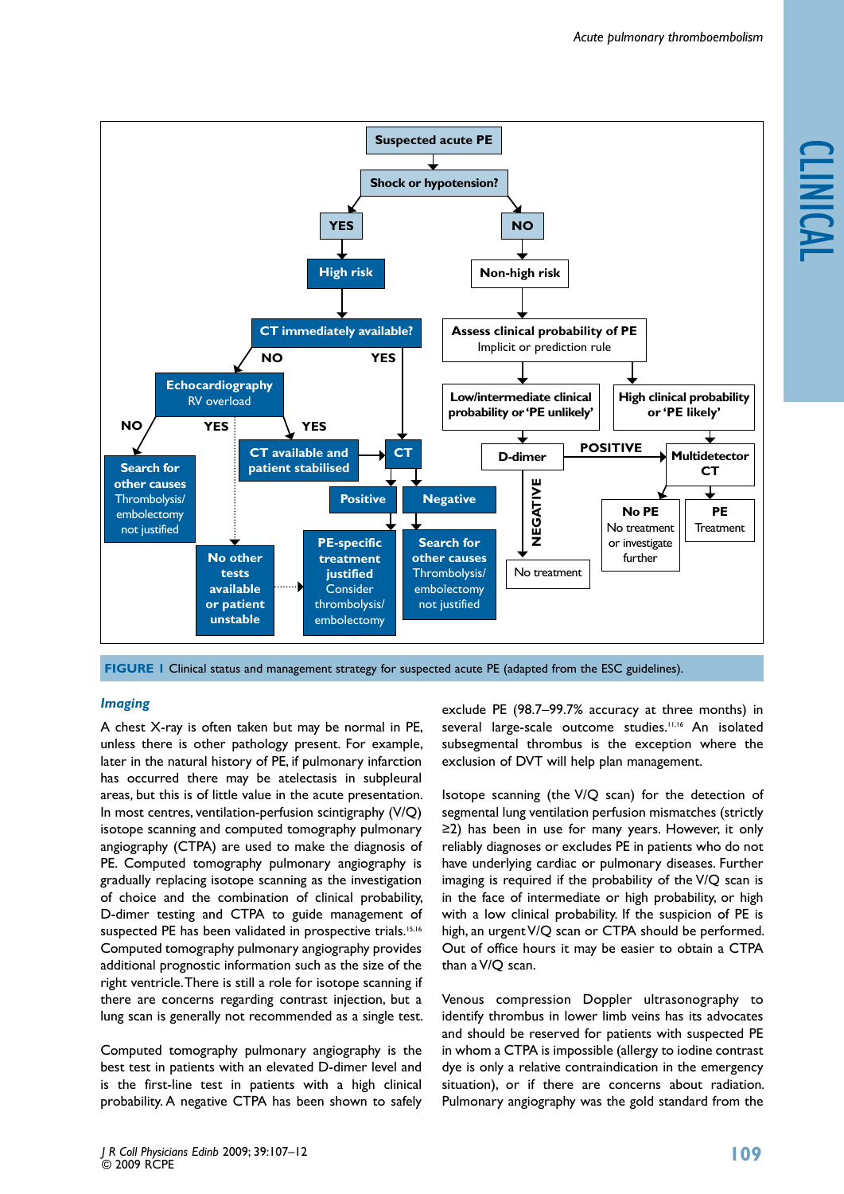FIGURE 1 Clinical status and management strategy for suspected acute PE (adapted from the ESC guidelines).

### *Imaging*

A chest X-ray is often taken but may be normal in PE, unless there is other pathology present. For example, later in the natural history of PE, if pulmonary infarction has occurred there may be atelectasis in subpleural areas, but this is of little value in the acute presentation. In most centres, ventilation-perfusion scintigraphy (V/Q) isotope scanning and computed tomography pulmonary angiography (CTPA) are used to make the diagnosis of PE. Computed tomography pulmonary angiography is gradually replacing isotope scanning as the investigation of choice and the combination of clinical probability, D-dimer testing and CTPA to guide management of suspected PE has been validated in prospective trials.[15,16] Computed tomography pulmonary angiography provides additional prognostic information such as the size of the right ventricle. There is still a role for isotope scanning if there are concerns regarding contrast injection, but a lung scan is generally not recommended as a single test.

Computed tomography pulmonary angiography is the best test in patients with an elevated D-dimer level and is the first-line test in patients with a high clinical probability. A negative CTPA has been shown to safely exclude PE (98.7–99.7% accuracy at three months) in several large-scale outcome studies.[11,16] An isolated subsegmental thrombus is the exception where the exclusion of DVT will help plan management.

Isotope scanning (the V/Q scan) for the detection of segmental lung ventilation perfusion mismatches (strictly ≥2) has been in use for many years. However, it only reliably diagnoses or excludes PE in patients who do not have underlying cardiac or pulmonary diseases. Further imaging is required if the probability of the V/Q scan is in the face of intermediate or high probability, or high with a low clinical probability. If the suspicion of PE is high, an urgent V/Q scan or CTPA should be performed. Out of office hours it may be easier to obtain a CTPA than a V/Q scan.

Venous compression Doppler ultrasonography to identify thrombus in lower limb veins has its advocates and should be reserved for patients with suspected PE in whom a CTPA is impossible (allergy to iodine contrast dye is only a relative contraindication in the emergency situation), or if there are concerns about radiation. Pulmonary angiography was the gold standard from the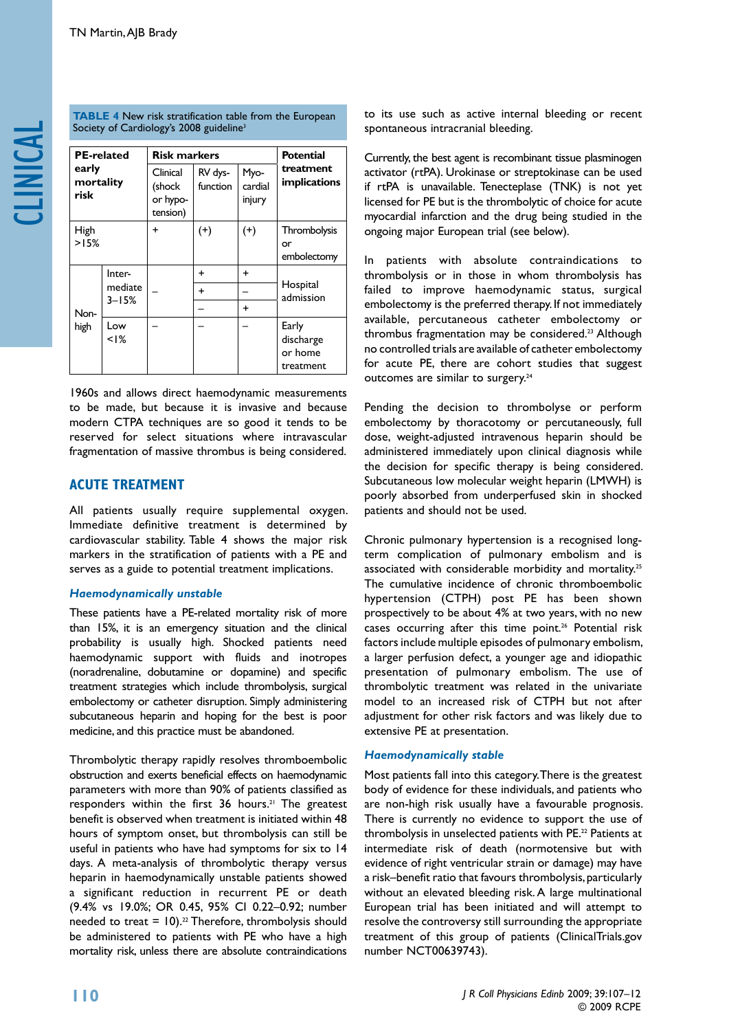**TABLE 4** New risk stratification table from the European Society of Cardiology's 2008 guideline[3]

| PE-related early mortality risk | | Risk markers | | | Potential treatment implications |
|---|---|---|---|---|---|
| | | Clinical (shock or hypo-tension) | RV dys-function | Myo-cardial injury | |
| High >15% | | + | (+) | (+) | Thrombolysis or embolectomy |
| Non-high | Inter-mediate 3–15% | – | + | + | Hospital admission |
| | | | + | – | |
| | | | – | + | |
| | Low <1% | – | – | – | Early discharge or home treatment |

1960s and allows direct haemodynamic measurements to be made, but because it is invasive and because modern CTPA techniques are so good it tends to be reserved for select situations where intravascular fragmentation of massive thrombus is being considered.

## ACUTE TREATMENT

All patients usually require supplemental oxygen. Immediate definitive treatment is determined by cardiovascular stability. Table 4 shows the major risk markers in the stratification of patients with a PE and serves as a guide to potential treatment implications.

### *Haemodynamically unstable*

These patients have a PE-related mortality risk of more than 15%, it is an emergency situation and the clinical probability is usually high. Shocked patients need haemodynamic support with fluids and inotropes (noradrenaline, dobutamine or dopamine) and specific treatment strategies which include thrombolysis, surgical embolectomy or catheter disruption. Simply administering subcutaneous heparin and hoping for the best is poor medicine, and this practice must be abandoned.

Thrombolytic therapy rapidly resolves thromboembolic obstruction and exerts beneficial effects on haemodynamic parameters with more than 90% of patients classified as responders within the first 36 hours.[21] The greatest benefit is observed when treatment is initiated within 48 hours of symptom onset, but thrombolysis can still be useful in patients who have had symptoms for six to 14 days. A meta-analysis of thrombolytic therapy versus heparin in haemodynamically unstable patients showed a significant reduction in recurrent PE or death (9.4% vs 19.0%; OR 0.45, 95% CI 0.22–0.92; number needed to treat = 10).[22] Therefore, thrombolysis should be administered to patients with PE who have a high mortality risk, unless there are absolute contraindications to its use such as active internal bleeding or recent spontaneous intracranial bleeding.

Currently, the best agent is recombinant tissue plasminogen activator (rtPA). Urokinase or streptokinase can be used if rtPA is unavailable. Tenecteplase (TNK) is not yet licensed for PE but is the thrombolytic of choice for acute myocardial infarction and the drug being studied in the ongoing major European trial (see below).

In patients with absolute contraindications to thrombolysis or in those in whom thrombolysis has failed to improve haemodynamic status, surgical embolectomy is the preferred therapy. If not immediately available, percutaneous catheter embolectomy or thrombus fragmentation may be considered.[23] Although no controlled trials are available of catheter embolectomy for acute PE, there are cohort studies that suggest outcomes are similar to surgery.[24]

Pending the decision to thrombolyse or perform embolectomy by thoracotomy or percutaneously, full dose, weight-adjusted intravenous heparin should be administered immediately upon clinical diagnosis while the decision for specific therapy is being considered. Subcutaneous low molecular weight heparin (LMWH) is poorly absorbed from underperfused skin in shocked patients and should not be used.

Chronic pulmonary hypertension is a recognised long-term complication of pulmonary embolism and is associated with considerable morbidity and mortality.[25] The cumulative incidence of chronic thromboembolic hypertension (CTPH) post PE has been shown prospectively to be about 4% at two years, with no new cases occurring after this time point.[26] Potential risk factors include multiple episodes of pulmonary embolism, a larger perfusion defect, a younger age and idiopathic presentation of pulmonary embolism. The use of thrombolytic treatment was related in the univariate model to an increased risk of CTPH but not after adjustment for other risk factors and was likely due to extensive PE at presentation.

### *Haemodynamically stable*

Most patients fall into this category. There is the greatest body of evidence for these individuals, and patients who are non-high risk usually have a favourable prognosis. There is currently no evidence to support the use of thrombolysis in unselected patients with PE.[22] Patients at intermediate risk of death (normotensive but with evidence of right ventricular strain or damage) may have a risk–benefit ratio that favours thrombolysis, particularly without an elevated bleeding risk. A large multinational European trial has been initiated and will attempt to resolve the controversy still surrounding the appropriate treatment of this group of patients (ClinicalTrials.gov number NCT00639743).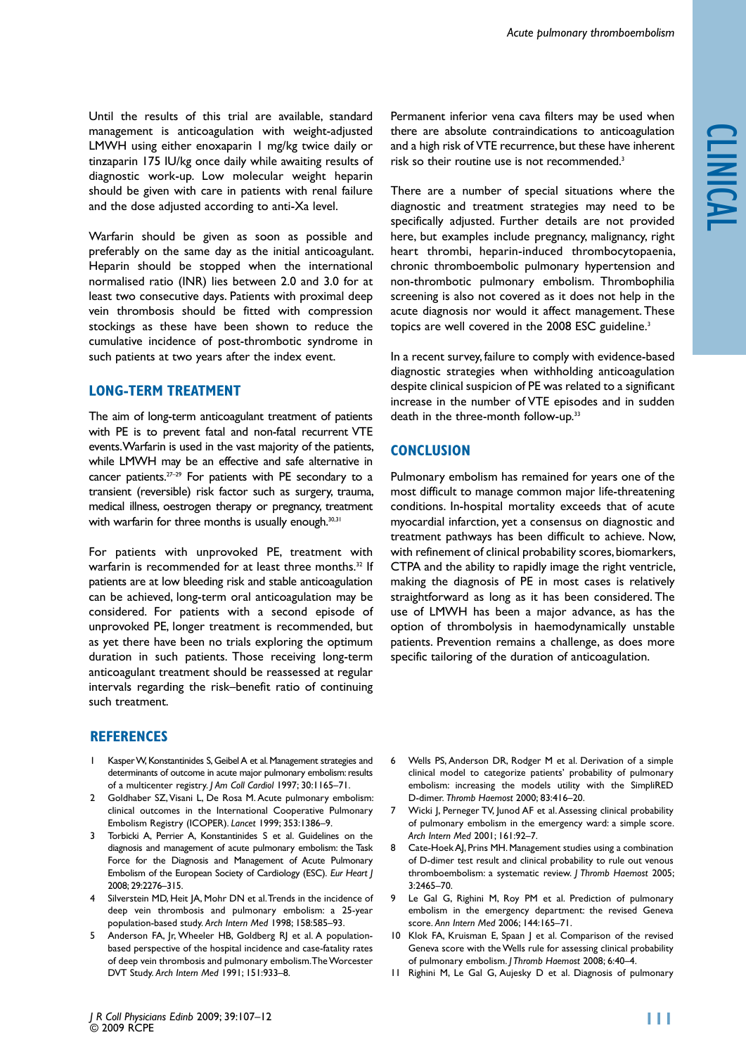Until the results of this trial are available, standard management is anticoagulation with weight-adjusted LMWH using either enoxaparin 1 mg/kg twice daily or tinzaparin 175 IU/kg once daily while awaiting results of diagnostic work-up. Low molecular weight heparin should be given with care in patients with renal failure and the dose adjusted according to anti-Xa level.

Warfarin should be given as soon as possible and preferably on the same day as the initial anticoagulant. Heparin should be stopped when the international normalised ratio (INR) lies between 2.0 and 3.0 for at least two consecutive days. Patients with proximal deep vein thrombosis should be fitted with compression stockings as these have been shown to reduce the cumulative incidence of post-thrombotic syndrome in such patients at two years after the index event.

## LONG-TERM TREATMENT

The aim of long-term anticoagulant treatment of patients with PE is to prevent fatal and non-fatal recurrent VTE events. Warfarin is used in the vast majority of the patients, while LMWH may be an effective and safe alternative in cancer patients.[27–29] For patients with PE secondary to a transient (reversible) risk factor such as surgery, trauma, medical illness, oestrogen therapy or pregnancy, treatment with warfarin for three months is usually enough.[30,31]

For patients with unprovoked PE, treatment with warfarin is recommended for at least three months.[32] If patients are at low bleeding risk and stable anticoagulation can be achieved, long-term oral anticoagulation may be considered. For patients with a second episode of unprovoked PE, longer treatment is recommended, but as yet there have been no trials exploring the optimum duration in such patients. Those receiving long-term anticoagulant treatment should be reassessed at regular intervals regarding the risk–benefit ratio of continuing such treatment.

Permanent inferior vena cava filters may be used when there are absolute contraindications to anticoagulation and a high risk of VTE recurrence, but these have inherent risk so their routine use is not recommended.[3]

There are a number of special situations where the diagnostic and treatment strategies may need to be specifically adjusted. Further details are not provided here, but examples include pregnancy, malignancy, right heart thrombi, heparin-induced thrombocytopaenia, chronic thromboembolic pulmonary hypertension and non-thrombotic pulmonary embolism. Thrombophilia screening is also not covered as it does not help in the acute diagnosis nor would it affect management. These topics are well covered in the 2008 ESC guideline.[3]

In a recent survey, failure to comply with evidence-based diagnostic strategies when withholding anticoagulation despite clinical suspicion of PE was related to a significant increase in the number of VTE episodes and in sudden death in the three-month follow-up.[33]

## CONCLUSION

Pulmonary embolism has remained for years one of the most difficult to manage common major life-threatening conditions. In-hospital mortality exceeds that of acute myocardial infarction, yet a consensus on diagnostic and treatment pathways has been difficult to achieve. Now, with refinement of clinical probability scores, biomarkers, CTPA and the ability to rapidly image the right ventricle, making the diagnosis of PE in most cases is relatively straightforward as long as it has been considered. The use of LMWH has been a major advance, as has the option of thrombolysis in haemodynamically unstable patients. Prevention remains a challenge, as does more specific tailoring of the duration of anticoagulation.

## REFERENCES

1. Kasper W, Konstantinides S, Geibel A et al. Management strategies and determinants of outcome in acute major pulmonary embolism: results of a multicenter registry. *J Am Coll Cardiol* 1997; 30:1165–71.
2. Goldhaber SZ, Visani L, De Rosa M. Acute pulmonary embolism: clinical outcomes in the International Cooperative Pulmonary Embolism Registry (ICOPER). *Lancet* 1999; 353:1386–9.
3. Torbicki A, Perrier A, Konstantinides S et al. Guidelines on the diagnosis and management of acute pulmonary embolism: the Task Force for the Diagnosis and Management of Acute Pulmonary Embolism of the European Society of Cardiology (ESC). *Eur Heart J* 2008; 29:2276–315.
4. Silverstein MD, Heit JA, Mohr DN et al. Trends in the incidence of deep vein thrombosis and pulmonary embolism: a 25-year population-based study. *Arch Intern Med* 1998; 158:585–93.
5. Anderson FA, Jr, Wheeler HB, Goldberg RJ et al. A population-based perspective of the hospital incidence and case-fatality rates of deep vein thrombosis and pulmonary embolism. The Worcester DVT Study. *Arch Intern Med* 1991; 151:933–8.
6. Wells PS, Anderson DR, Rodger M et al. Derivation of a simple clinical model to categorize patients' probability of pulmonary embolism: increasing the models utility with the SimpliRED D-dimer. *Thromb Haemost* 2000; 83:416–20.
7. Wicki J, Perneger TV, Junod AF et al. Assessing clinical probability of pulmonary embolism in the emergency ward: a simple score. *Arch Intern Med* 2001; 161:92–7.
8. Cate-Hoek AJ, Prins MH. Management studies using a combination of D-dimer test result and clinical probability to rule out venous thromboembolism: a systematic review. *J Thromb Haemost* 2005; 3:2465–70.
9. Le Gal G, Righini M, Roy PM et al. Prediction of pulmonary embolism in the emergency department: the revised Geneva score. *Ann Intern Med* 2006; 144:165–71.
10. Klok FA, Kruisman E, Spaan J et al. Comparison of the revised Geneva score with the Wells rule for assessing clinical probability of pulmonary embolism. *J Thromb Haemost* 2008; 6:40–4.
11. Righini M, Le Gal G, Aujesky D et al. Diagnosis of pulmonary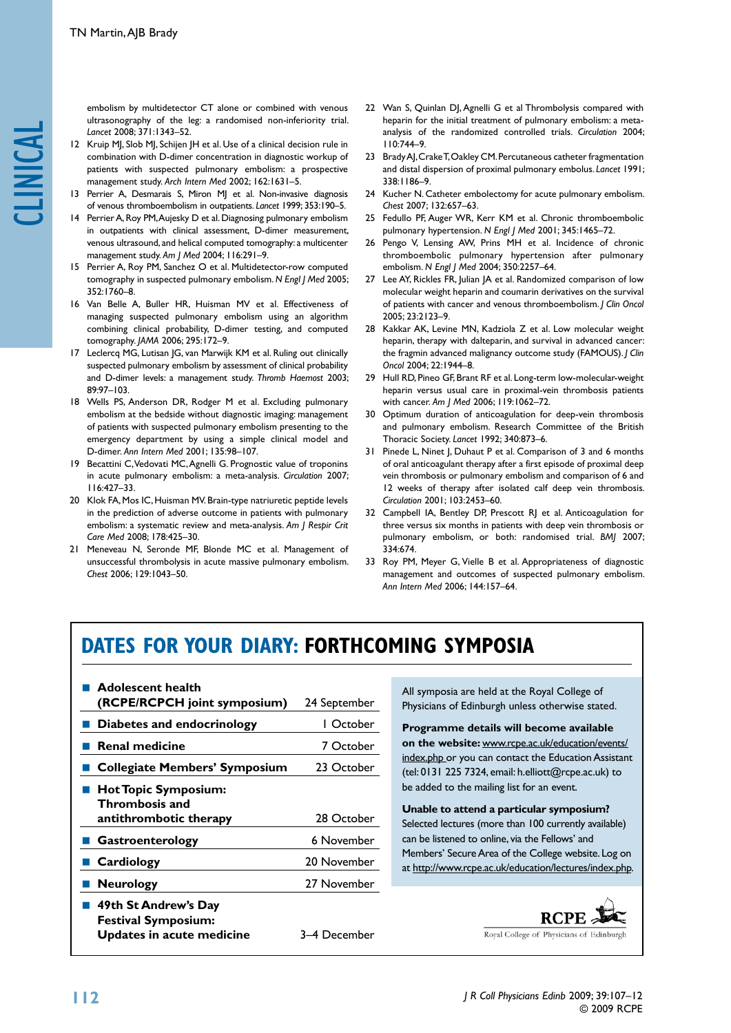embolism by multidetector CT alone or combined with venous ultrasonography of the leg: a randomised non-inferiority trial. *Lancet* 2008; 371:1343–52.

12 Kruip MJ, Slob MJ, Schijen JH et al. Use of a clinical decision rule in combination with D-dimer concentration in diagnostic workup of patients with suspected pulmonary embolism: a prospective management study. *Arch Intern Med* 2002; 162:1631–5.

13 Perrier A, Desmarais S, Miron MJ et al. Non-invasive diagnosis of venous thromboembolism in outpatients. *Lancet* 1999; 353:190–5.

14 Perrier A, Roy PM, Aujesky D et al. Diagnosing pulmonary embolism in outpatients with clinical assessment, D-dimer measurement, venous ultrasound, and helical computed tomography: a multicenter management study. *Am J Med* 2004; 116:291–9.

15 Perrier A, Roy PM, Sanchez O et al. Multidetector-row computed tomography in suspected pulmonary embolism. *N Engl J Med* 2005; 352:1760–8.

16 Van Belle A, Buller HR, Huisman MV et al. Effectiveness of managing suspected pulmonary embolism using an algorithm combining clinical probability, D-dimer testing, and computed tomography. *JAMA* 2006; 295:172–9.

17 Leclercq MG, Lutisan JG, van Marwijk KM et al. Ruling out clinically suspected pulmonary embolism by assessment of clinical probability and D-dimer levels: a management study. *Thromb Haemost* 2003; 89:97–103.

18 Wells PS, Anderson DR, Rodger M et al. Excluding pulmonary embolism at the bedside without diagnostic imaging: management of patients with suspected pulmonary embolism presenting to the emergency department by using a simple clinical model and D-dimer. *Ann Intern Med* 2001; 135:98–107.

19 Becattini C, Vedovati MC, Agnelli G. Prognostic value of troponins in acute pulmonary embolism: a meta-analysis. *Circulation* 2007; 116:427–33.

20 Klok FA, Mos IC, Huisman MV. Brain-type natriuretic peptide levels in the prediction of adverse outcome in patients with pulmonary embolism: a systematic review and meta-analysis. *Am J Respir Crit Care Med* 2008; 178:425–30.

21 Meneveau N, Seronde MF, Blonde MC et al. Management of unsuccessful thrombolysis in acute massive pulmonary embolism. *Chest* 2006; 129:1043–50.

22 Wan S, Quinlan DJ, Agnelli G et al Thrombolysis compared with heparin for the initial treatment of pulmonary embolism: a meta-analysis of the randomized controlled trials. *Circulation* 2004; 110:744–9.

23 Brady AJ, Crake T, Oakley CM. Percutaneous catheter fragmentation and distal dispersion of proximal pulmonary embolus. *Lancet* 1991; 338:1186–9.

24 Kucher N. Catheter embolectomy for acute pulmonary embolism. *Chest* 2007; 132:657–63.

25 Fedullo PF, Auger WR, Kerr KM et al. Chronic thromboembolic pulmonary hypertension. *N Engl J Med* 2001; 345:1465–72.

26 Pengo V, Lensing AW, Prins MH et al. Incidence of chronic thromboembolic pulmonary hypertension after pulmonary embolism. *N Engl J Med* 2004; 350:2257–64.

27 Lee AY, Rickles FR, Julian JA et al. Randomized comparison of low molecular weight heparin and coumarin derivatives on the survival of patients with cancer and venous thromboembolism. *J Clin Oncol* 2005; 23:2123–9.

28 Kakkar AK, Levine MN, Kadziola Z et al. Low molecular weight heparin, therapy with dalteparin, and survival in advanced cancer: the fragmin advanced malignancy outcome study (FAMOUS). *J Clin Oncol* 2004; 22:1944–8.

29 Hull RD, Pineo GF, Brant RF et al. Long-term low-molecular-weight heparin versus usual care in proximal-vein thrombosis patients with cancer. *Am J Med* 2006; 119:1062–72.

30 Optimum duration of anticoagulation for deep-vein thrombosis and pulmonary embolism. Research Committee of the British Thoracic Society. *Lancet* 1992; 340:873–6.

31 Pinede L, Ninet J, Duhaut P et al. Comparison of 3 and 6 months of oral anticoagulant therapy after a first episode of proximal deep vein thrombosis or pulmonary embolism and comparison of 6 and 12 weeks of therapy after isolated calf deep vein thrombosis. *Circulation* 2001; 103:2453–60.

32 Campbell IA, Bentley DP, Prescott RJ et al. Anticoagulation for three versus six months in patients with deep vein thrombosis or pulmonary embolism, or both: randomised trial. *BMJ* 2007; 334:674.

33 Roy PM, Meyer G, Vielle B et al. Appropriateness of diagnostic management and outcomes of suspected pulmonary embolism. *Ann Intern Med* 2006; 144:157–64.

## DATES FOR YOUR DIARY: FORTHCOMING SYMPOSIA

| | |
|---|---|
| **Adolescent health (RCPE/RCPCH joint symposium)** | 24 September |
| **Diabetes and endocrinology** | 1 October |
| **Renal medicine** | 7 October |
| **Collegiate Members' Symposium** | 23 October |
| **Hot Topic Symposium: Thrombosis and antithrombotic therapy** | 28 October |
| **Gastroenterology** | 6 November |
| **Cardiology** | 20 November |
| **Neurology** | 27 November |
| **49th St Andrew's Day Festival Symposium: Updates in acute medicine** | 3–4 December |

All symposia are held at the Royal College of Physicians of Edinburgh unless otherwise stated.

**Programme details will become available on the website:** www.rcpe.ac.uk/education/events/index.php or you can contact the Education Assistant (tel: 0131 225 7324, email: h.elliott@rcpe.ac.uk) to be added to the mailing list for an event.

**Unable to attend a particular symposium?** Selected lectures (more than 100 currently available) can be listened to online, via the Fellows' and Members' Secure Area of the College website. Log on at http://www.rcpe.ac.uk/education/lectures/index.php.

RCPE
Royal College of Physicians of Edinburgh